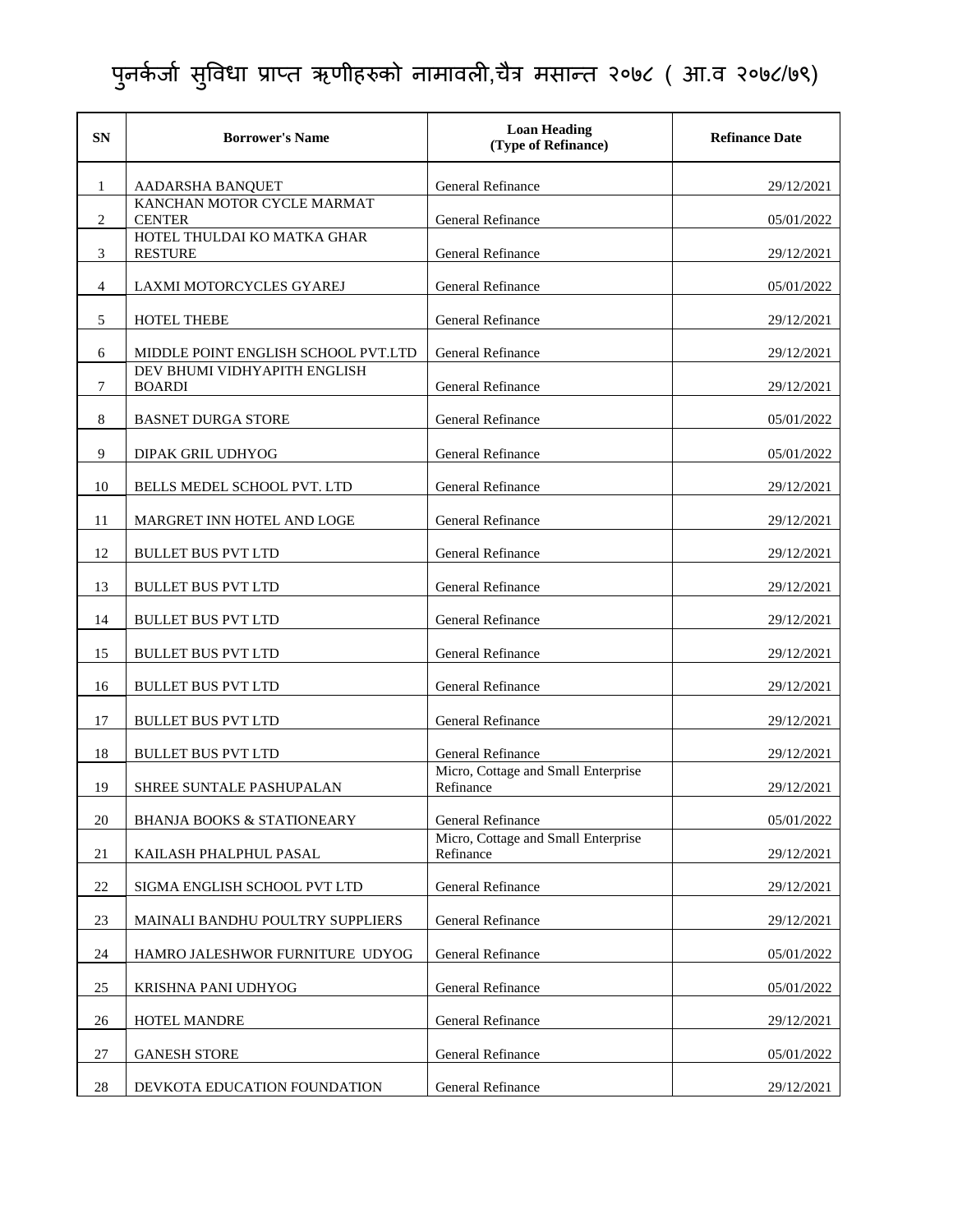# पुनर्कर्जा सुविधा प्राप्त ऋणीहरुको नामावली,चैत्र मसान्त २०७८ ( आ.व २०७८/७९)

| SN | Borrower's Name | Loan Heading (Type of Refinance) | Refinance Date |
|---|---|---|---|
| 1 | AADARSHA BANQUET | General Refinance | 29/12/2021 |
| 2 | KANCHAN MOTOR CYCLE MARMAT CENTER | General Refinance | 05/01/2022 |
| 3 | HOTEL THULDAI KO MATKA GHAR RESTURE | General Refinance | 29/12/2021 |
| 4 | LAXMI MOTORCYCLES GYAREJ | General Refinance | 05/01/2022 |
| 5 | HOTEL THEBE | General Refinance | 29/12/2021 |
| 6 | MIDDLE POINT ENGLISH SCHOOL PVT.LTD | General Refinance | 29/12/2021 |
| 7 | DEV BHUMI VIDHYAPITH ENGLISH BOARDI | General Refinance | 29/12/2021 |
| 8 | BASNET DURGA STORE | General Refinance | 05/01/2022 |
| 9 | DIPAK GRIL UDHYOG | General Refinance | 05/01/2022 |
| 10 | BELLS MEDEL SCHOOL PVT. LTD | General Refinance | 29/12/2021 |
| 11 | MARGRET INN HOTEL AND LOGE | General Refinance | 29/12/2021 |
| 12 | BULLET BUS PVT LTD | General Refinance | 29/12/2021 |
| 13 | BULLET BUS PVT LTD | General Refinance | 29/12/2021 |
| 14 | BULLET BUS PVT LTD | General Refinance | 29/12/2021 |
| 15 | BULLET BUS PVT LTD | General Refinance | 29/12/2021 |
| 16 | BULLET BUS PVT LTD | General Refinance | 29/12/2021 |
| 17 | BULLET BUS PVT LTD | General Refinance | 29/12/2021 |
| 18 | BULLET BUS PVT LTD | General Refinance | 29/12/2021 |
| 19 | SHREE SUNTALE PASHUPALAN | Micro, Cottage and Small Enterprise Refinance | 29/12/2021 |
| 20 | BHANJA BOOKS & STATIONEARY | General Refinance | 05/01/2022 |
| 21 | KAILASH PHALPHUL PASAL | Micro, Cottage and Small Enterprise Refinance | 29/12/2021 |
| 22 | SIGMA ENGLISH SCHOOL PVT LTD | General Refinance | 29/12/2021 |
| 23 | MAINALI BANDHU POULTRY SUPPLIERS | General Refinance | 29/12/2021 |
| 24 | HAMRO JALESHWOR FURNITURE UDYOG | General Refinance | 05/01/2022 |
| 25 | KRISHNA PANI UDHYOG | General Refinance | 05/01/2022 |
| 26 | HOTEL MANDRE | General Refinance | 29/12/2021 |
| 27 | GANESH STORE | General Refinance | 05/01/2022 |
| 28 | DEVKOTA EDUCATION FOUNDATION | General Refinance | 29/12/2021 |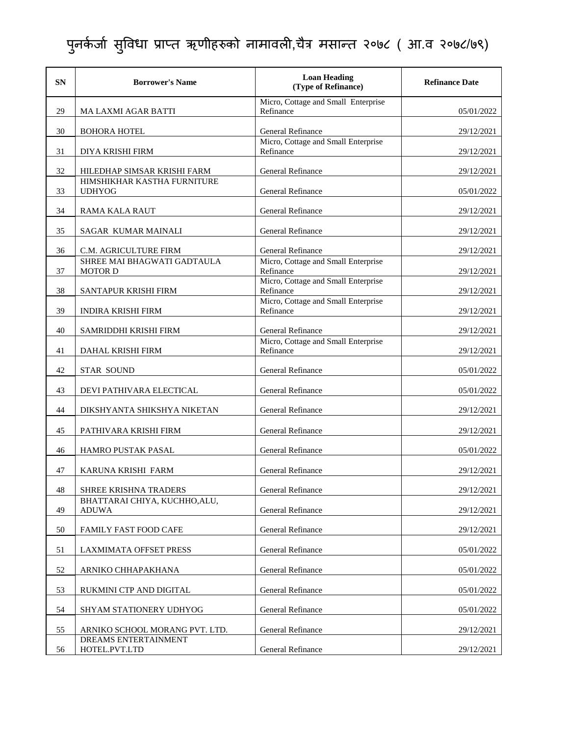# पुनर्कर्जा सुविधा प्राप्त ऋणीहरुको नामावली,चैत्र मसान्त २०७८ ( आ.व २०७८/७९)

| SN | Borrower's Name | Loan Heading (Type of Refinance) | Refinance Date |
|---|---|---|---|
| 29 | MA LAXMI AGAR BATTI | Micro, Cottage and Small Enterprise Refinance | 05/01/2022 |
| 30 | BOHORA HOTEL | General Refinance | 29/12/2021 |
| 31 | DIYA KRISHI FIRM | Micro, Cottage and Small Enterprise Refinance | 29/12/2021 |
| 32 | HILEDHAP SIMSAR KRISHI FARM | General Refinance | 29/12/2021 |
| 33 | HIMSHIKHAR KASTHA FURNITURE UDHYOG | General Refinance | 05/01/2022 |
| 34 | RAMA KALA RAUT | General Refinance | 29/12/2021 |
| 35 | SAGAR KUMAR MAINALI | General Refinance | 29/12/2021 |
| 36 | C.M. AGRICULTURE FIRM | General Refinance | 29/12/2021 |
| 37 | SHREE MAI BHAGWATI GADTAULA MOTOR D | Micro, Cottage and Small Enterprise Refinance | 29/12/2021 |
| 38 | SANTAPUR KRISHI FIRM | Micro, Cottage and Small Enterprise Refinance | 29/12/2021 |
| 39 | INDIRA KRISHI FIRM | Micro, Cottage and Small Enterprise Refinance | 29/12/2021 |
| 40 | SAMRIDDHI KRISHI FIRM | General Refinance | 29/12/2021 |
| 41 | DAHAL KRISHI FIRM | Micro, Cottage and Small Enterprise Refinance | 29/12/2021 |
| 42 | STAR SOUND | General Refinance | 05/01/2022 |
| 43 | DEVI PATHIVARA ELECTICAL | General Refinance | 05/01/2022 |
| 44 | DIKSHYANTA SHIKSHYA NIKETAN | General Refinance | 29/12/2021 |
| 45 | PATHIVARA KRISHI FIRM | General Refinance | 29/12/2021 |
| 46 | HAMRO PUSTAK PASAL | General Refinance | 05/01/2022 |
| 47 | KARUNA KRISHI FARM | General Refinance | 29/12/2021 |
| 48 | SHREE KRISHNA TRADERS | General Refinance | 29/12/2021 |
| 49 | BHATTARAI CHIYA, KUCHHO,ALU, ADUWA | General Refinance | 29/12/2021 |
| 50 | FAMILY FAST FOOD CAFE | General Refinance | 29/12/2021 |
| 51 | LAXMIMATA OFFSET PRESS | General Refinance | 05/01/2022 |
| 52 | ARNIKO CHHAPAKHANA | General Refinance | 05/01/2022 |
| 53 | RUKMINI CTP AND DIGITAL | General Refinance | 05/01/2022 |
| 54 | SHYAM STATIONERY UDHYOG | General Refinance | 05/01/2022 |
| 55 | ARNIKO SCHOOL MORANG PVT. LTD. | General Refinance | 29/12/2021 |
| 56 | DREAMS ENTERTAINMENT HOTEL.PVT.LTD | General Refinance | 29/12/2021 |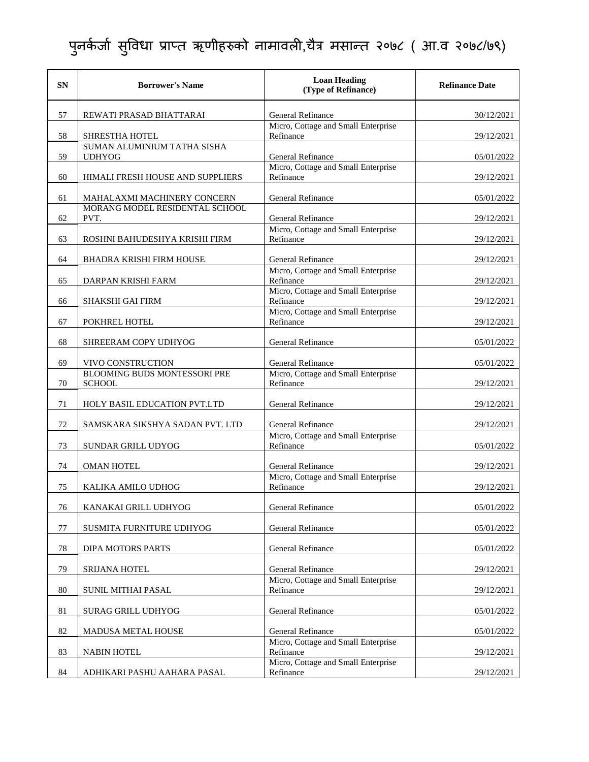# पुनर्कर्जा सुविधा प्राप्त ऋणीहरुको नामावली,चैत्र मसान्त २०७८ ( आ.व २०७८/७९)

| SN | Borrower's Name | Loan Heading (Type of Refinance) | Refinance Date |
|---|---|---|---|
| 57 | REWATI PRASAD BHATTARAI | General Refinance | 30/12/2021 |
| 58 | SHRESTHA HOTEL | Micro, Cottage and Small Enterprise Refinance | 29/12/2021 |
| 59 | SUMAN ALUMINIUM TATHA SISHA UDHYOG | General Refinance | 05/01/2022 |
| 60 | HIMALI FRESH HOUSE AND SUPPLIERS | Micro, Cottage and Small Enterprise Refinance | 29/12/2021 |
| 61 | MAHALAXMI MACHINERY CONCERN | General Refinance | 05/01/2022 |
| 62 | MORANG MODEL RESIDENTAL SCHOOL PVT. | General Refinance | 29/12/2021 |
| 63 | ROSHNI BAHUDESHYA KRISHI FIRM | Micro, Cottage and Small Enterprise Refinance | 29/12/2021 |
| 64 | BHADRA KRISHI FIRM HOUSE | General Refinance | 29/12/2021 |
| 65 | DARPAN KRISHI FARM | Micro, Cottage and Small Enterprise Refinance | 29/12/2021 |
| 66 | SHAKSHI GAI FIRM | Micro, Cottage and Small Enterprise Refinance | 29/12/2021 |
| 67 | POKHREL HOTEL | Micro, Cottage and Small Enterprise Refinance | 29/12/2021 |
| 68 | SHREERAM COPY UDHYOG | General Refinance | 05/01/2022 |
| 69 | VIVO CONSTRUCTION | General Refinance | 05/01/2022 |
| 70 | BLOOMING BUDS MONTESSORI PRE SCHOOL | Micro, Cottage and Small Enterprise Refinance | 29/12/2021 |
| 71 | HOLY BASIL EDUCATION PVT.LTD | General Refinance | 29/12/2021 |
| 72 | SAMSKARA SIKSHYA SADAN PVT. LTD | General Refinance | 29/12/2021 |
| 73 | SUNDAR GRILL UDYOG | Micro, Cottage and Small Enterprise Refinance | 05/01/2022 |
| 74 | OMAN HOTEL | General Refinance | 29/12/2021 |
| 75 | KALIKA AMILO UDHOG | Micro, Cottage and Small Enterprise Refinance | 29/12/2021 |
| 76 | KANAKAI GRILL UDHYOG | General Refinance | 05/01/2022 |
| 77 | SUSMITA FURNITURE UDHYOG | General Refinance | 05/01/2022 |
| 78 | DIPA MOTORS PARTS | General Refinance | 05/01/2022 |
| 79 | SRIJANA HOTEL | General Refinance | 29/12/2021 |
| 80 | SUNIL MITHAI PASAL | Micro, Cottage and Small Enterprise Refinance | 29/12/2021 |
| 81 | SURAG GRILL UDHYOG | General Refinance | 05/01/2022 |
| 82 | MADUSA METAL HOUSE | General Refinance | 05/01/2022 |
| 83 | NABIN HOTEL | Micro, Cottage and Small Enterprise Refinance | 29/12/2021 |
| 84 | ADHIKARI PASHU AAHARA PASAL | Micro, Cottage and Small Enterprise Refinance | 29/12/2021 |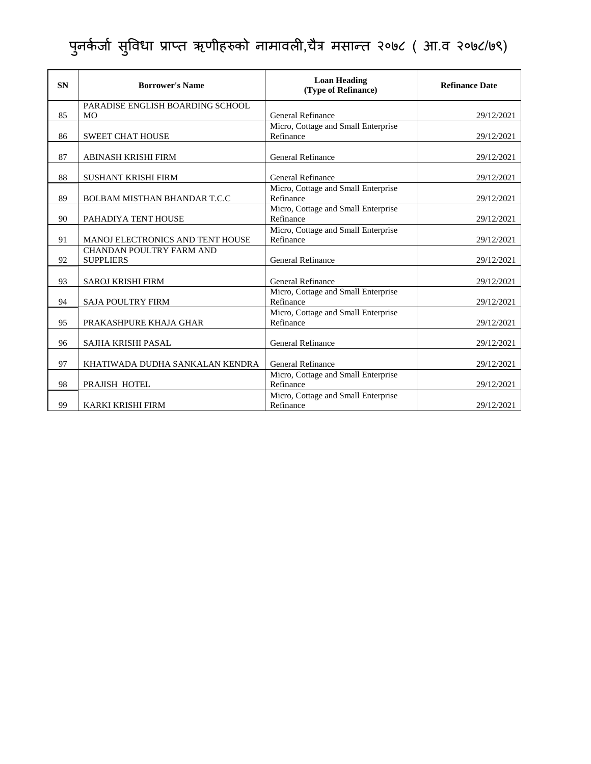# पुनर्कर्जा सुविधा प्राप्त ऋणीहरुको नामावली,चैत्र मसान्त २०७८ ( आ.व २०७८/७९)

| SN | Borrower's Name | Loan Heading (Type of Refinance) | Refinance Date |
|---|---|---|---|
| 85 | PARADISE ENGLISH BOARDING SCHOOL MO | General Refinance | 29/12/2021 |
| 86 | SWEET CHAT HOUSE | Micro, Cottage and Small Enterprise Refinance | 29/12/2021 |
| 87 | ABINASH KRISHI FIRM | General Refinance | 29/12/2021 |
| 88 | SUSHANT KRISHI FIRM | General Refinance | 29/12/2021 |
| 89 | BOLBAM MISTHAN BHANDAR T.C.C | Micro, Cottage and Small Enterprise Refinance | 29/12/2021 |
| 90 | PAHADIYA TENT HOUSE | Micro, Cottage and Small Enterprise Refinance | 29/12/2021 |
| 91 | MANOJ ELECTRONICS AND TENT HOUSE | Micro, Cottage and Small Enterprise Refinance | 29/12/2021 |
| 92 | CHANDAN POULTRY FARM AND SUPPLIERS | General Refinance | 29/12/2021 |
| 93 | SAROJ KRISHI FIRM | General Refinance | 29/12/2021 |
| 94 | SAJA POULTRY FIRM | Micro, Cottage and Small Enterprise Refinance | 29/12/2021 |
| 95 | PRAKASHPURE KHAJA GHAR | Micro, Cottage and Small Enterprise Refinance | 29/12/2021 |
| 96 | SAJHA KRISHI PASAL | General Refinance | 29/12/2021 |
| 97 | KHATIWADA DUDHA SANKALAN KENDRA | General Refinance | 29/12/2021 |
| 98 | PRAJISH HOTEL | Micro, Cottage and Small Enterprise Refinance | 29/12/2021 |
| 99 | KARKI KRISHI FIRM | Micro, Cottage and Small Enterprise Refinance | 29/12/2021 |